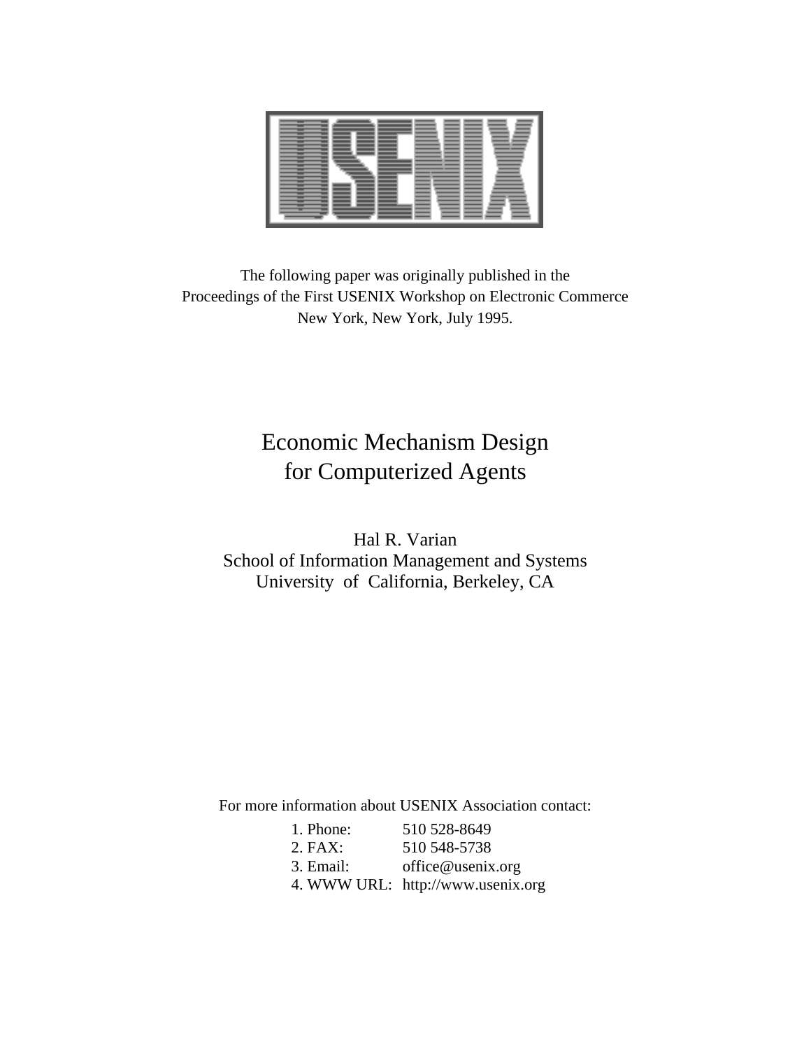The following paper was originally published in the
Proceedings of the First USENIX Workshop on Electronic Commerce
New York, New York, July 1995.

# Economic Mechanism Design for Computerized Agents

Hal R. Varian
School of Information Management and Systems
University of California, Berkeley, CA

For more information about USENIX Association contact:

1. Phone: 510 528-8649
2. FAX: 510 548-5738
3. Email: office@usenix.org
4. WWW URL: http://www.usenix.org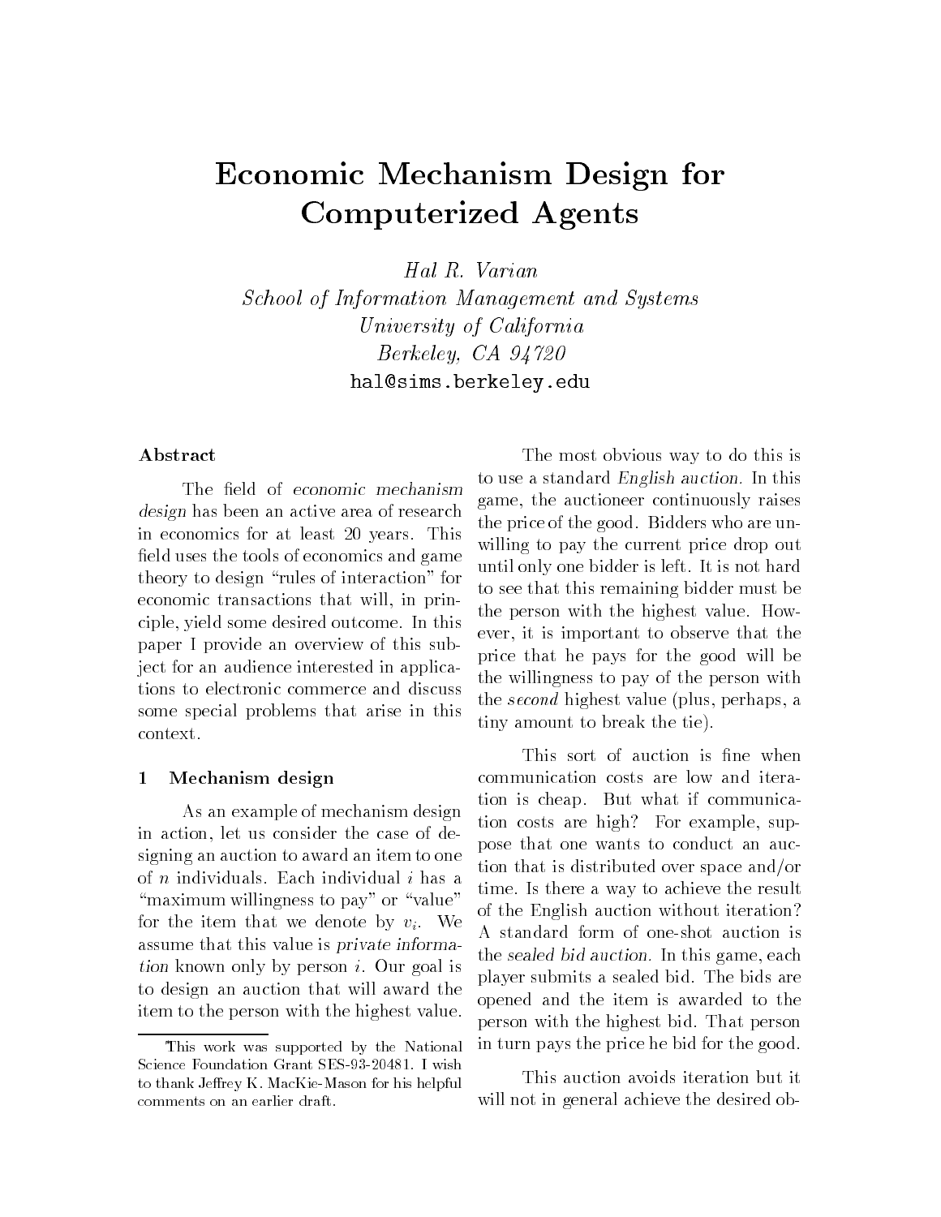# Economic Mechanism Design for Computerized Agents

*Hal R. Varian*
*School of Information Management and Systems*
*University of California*
*Berkeley, CA 94720*
hal@sims.berkeley.edu

### Abstract

The field of *economic mechanism design* has been an active area of research in economics for at least 20 years. This field uses the tools of economics and game theory to design "rules of interaction" for economic transactions that will, in principle, yield some desired outcome. In this paper I provide an overview of this subject for an audience interested in applications to electronic commerce and discuss some special problems that arise in this context.

## 1 Mechanism design

As an example of mechanism design in action, let us consider the case of designing an auction to award an item to one of $n$ individuals. Each individual $i$ has a "maximum willingness to pay" or "value" for the item that we denote by $v_i$. We assume that this value is *private information* known only by person $i$. Our goal is to design an auction that will award the item to the person with the highest value.

The most obvious way to do this is to use a standard *English auction.* In this game, the auctioneer continuously raises the price of the good. Bidders who are unwilling to pay the current price drop out until only one bidder is left. It is not hard to see that this remaining bidder must be the person with the highest value. However, it is important to observe that the price that he pays for the good will be the willingness to pay of the person with the *second* highest value (plus, perhaps, a tiny amount to break the tie).

This sort of auction is fine when communication costs are low and iteration is cheap. But what if communication costs are high? For example, suppose that one wants to conduct an auction that is distributed over space and/or time. Is there a way to achieve the result of the English auction without iteration? A standard form of one-shot auction is the *sealed bid auction.* In this game, each player submits a sealed bid. The bids are opened and the item is awarded to the person with the highest bid. That person in turn pays the price he bid for the good.

This auction avoids iteration but it will not in general achieve the desired ob-

---

This work was supported by the National Science Foundation Grant SES-93-20481. I wish to thank Jeffrey K. MacKie-Mason for his helpful comments on an earlier draft.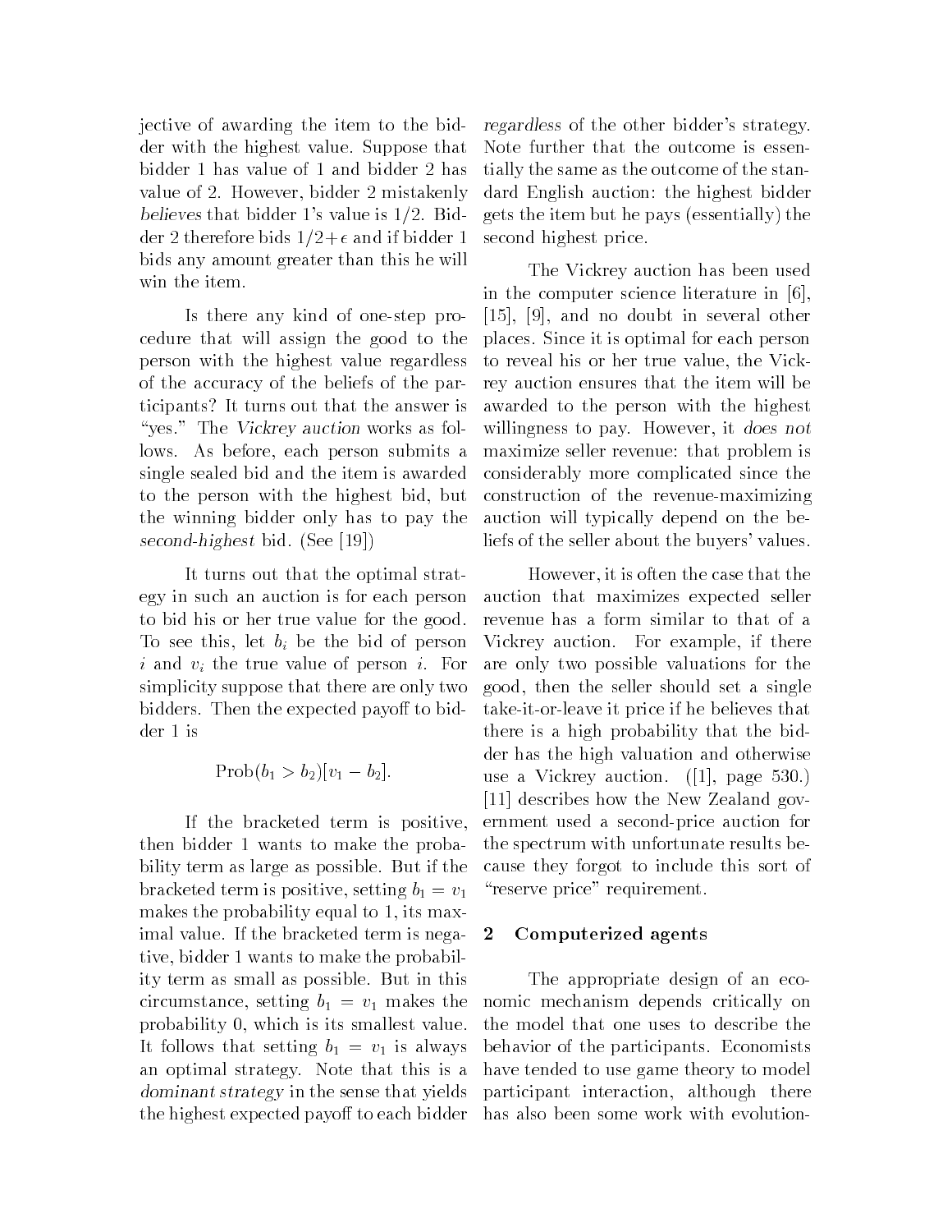jective of awarding the item to the bidder with the highest value. Suppose that bidder 1 has value of 1 and bidder 2 has value of 2. However, bidder 2 mistakenly *believes* that bidder 1's value is 1/2. Bidder 2 therefore bids $1/2 + \epsilon$ and if bidder 1 bids any amount greater than this he will win the item.

Is there any kind of one-step procedure that will assign the good to the person with the highest value regardless of the accuracy of the beliefs of the participants? It turns out that the answer is "yes." The *Vickrey auction* works as follows. As before, each person submits a single sealed bid and the item is awarded to the person with the highest bid, but the winning bidder only has to pay the *second-highest* bid. (See [19])

It turns out that the optimal strategy in such an auction is for each person to bid his or her true value for the good. To see this, let $b_i$ be the bid of person $i$ and $v_i$ the true value of person $i$. For simplicity suppose that there are only two bidders. Then the expected payoff to bidder 1 is

$$\text{Prob}(b_1 > b_2)[v_1 - b_2].$$

If the bracketed term is positive, then bidder 1 wants to make the probability term as large as possible. But if the bracketed term is positive, setting $b_1 = v_1$ makes the probability equal to 1, its maximal value. If the bracketed term is negative, bidder 1 wants to make the probability term as small as possible. But in this circumstance, setting $b_1 = v_1$ makes the probability 0, which is its smallest value. It follows that setting $b_1 = v_1$ is always an optimal strategy. Note that this is a *dominant strategy* in the sense that yields the highest expected payoff to each bidder *regardless* of the other bidder's strategy. Note further that the outcome is essentially the same as the outcome of the standard English auction: the highest bidder gets the item but he pays (essentially) the second highest price.

The Vickrey auction has been used in the computer science literature in [6], [15], [9], and no doubt in several other places. Since it is optimal for each person to reveal his or her true value, the Vickrey auction ensures that the item will be awarded to the person with the highest willingness to pay. However, it *does not* maximize seller revenue: that problem is considerably more complicated since the construction of the revenue-maximizing auction will typically depend on the beliefs of the seller about the buyers' values.

However, it is often the case that the auction that maximizes expected seller revenue has a form similar to that of a Vickrey auction. For example, if there are only two possible valuations for the good, then the seller should set a single take-it-or-leave it price if he believes that there is a high probability that the bidder has the high valuation and otherwise use a Vickrey auction. ([1], page 530.) [11] describes how the New Zealand government used a second-price auction for the spectrum with unfortunate results because they forgot to include this sort of "reserve price" requirement.

## 2 Computerized agents

The appropriate design of an economic mechanism depends critically on the model that one uses to describe the behavior of the participants. Economists have tended to use game theory to model participant interaction, although there has also been some work with evolution-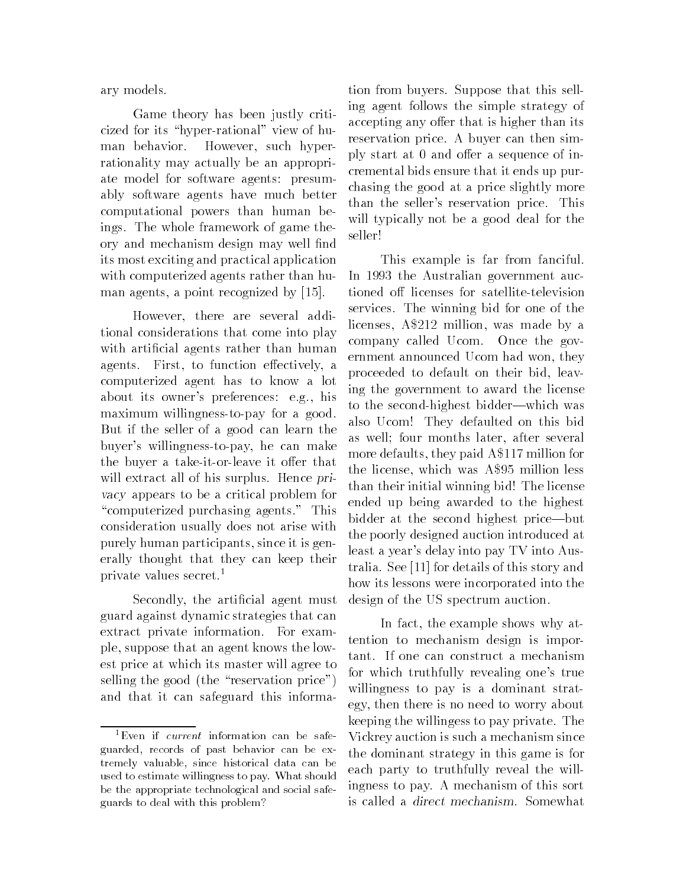ary models.

Game theory has been justly criticized for its "hyper-rational" view of human behavior. However, such hyper-rationality may actually be an appropriate model for software agents: presumably software agents have much better computational powers than human beings. The whole framework of game theory and mechanism design may well find its most exciting and practical application with computerized agents rather than human agents, a point recognized by [15].

However, there are several additional considerations that come into play with artificial agents rather than human agents. First, to function effectively, a computerized agent has to know a lot about its owner's preferences: e.g., his maximum willingness-to-pay for a good. But if the seller of a good can learn the buyer's willingness-to-pay, he can make the buyer a take-it-or-leave it offer that will extract all of his surplus. Hence *privacy* appears to be a critical problem for "computerized purchasing agents." This consideration usually does not arise with purely human participants, since it is generally thought that they can keep their private values secret.[1]

Secondly, the artificial agent must guard against dynamic strategies that can extract private information. For example, suppose that an agent knows the lowest price at which its master will agree to selling the good (the "reservation price") and that it can safeguard this information from buyers. Suppose that this selling agent follows the simple strategy of accepting any offer that is higher than its reservation price. A buyer can then simply start at 0 and offer a sequence of incremental bids ensure that it ends up purchasing the good at a price slightly more than the seller's reservation price. This will typically not be a good deal for the seller!

This example is far from fanciful. In 1993 the Australian government auctioned off licenses for satellite-television services. The winning bid for one of the licenses, A$212 million, was made by a company called Ucom. Once the government announced Ucom had won, they proceeded to default on their bid, leaving the government to award the license to the second-highest bidder—which was also Ucom! They defaulted on this bid as well; four months later, after several more defaults, they paid A$117 million for the license, which was A$95 million less than their initial winning bid! The license ended up being awarded to the highest bidder at the second highest price—but the poorly designed auction introduced at least a year's delay into pay TV into Australia. See [11] for details of this story and how its lessons were incorporated into the design of the US spectrum auction.

In fact, the example shows why attention to mechanism design is important. If one can construct a mechanism for which truthfully revealing one's true willingness to pay is a dominant strategy, then there is no need to worry about keeping the willingess to pay private. The Vickrey auction is such a mechanism since the dominant strategy in this game is for each party to truthfully reveal the willingness to pay. A mechanism of this sort is called a *direct mechanism*. Somewhat

[1] Even if *current* information can be safeguarded, records of past behavior can be extremely valuable, since historical data can be used to estimate willingness to pay. What should be the appropriate technological and social safeguards to deal with this problem?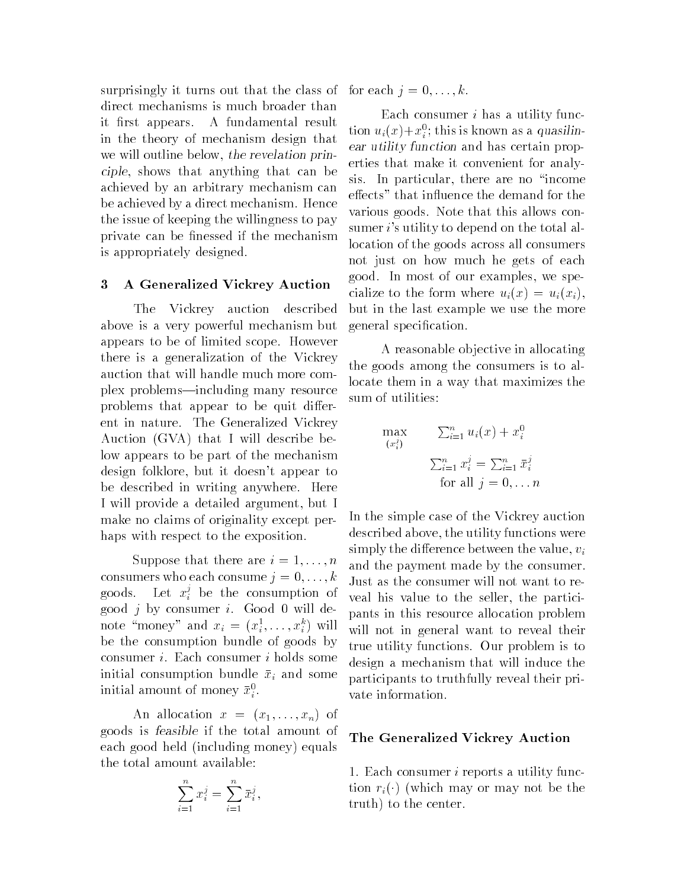surprisingly it turns out that the class of direct mechanisms is much broader than it first appears. A fundamental result in the theory of mechanism design that we will outline below, *the revelation principle*, shows that anything that can be achieved by an arbitrary mechanism can be achieved by a direct mechanism. Hence the issue of keeping the willingness to pay private can be finessed if the mechanism is appropriately designed.

## 3 A Generalized Vickrey Auction

The Vickrey auction described above is a very powerful mechanism but appears to be of limited scope. However there is a generalization of the Vickrey auction that will handle much more complex problems—including many resource problems that appear to be quit different in nature. The Generalized Vickrey Auction (GVA) that I will describe below appears to be part of the mechanism design folklore, but it doesn't appear to be described in writing anywhere. Here I will provide a detailed argument, but I make no claims of originality except perhaps with respect to the exposition.

Suppose that there are $i = 1, \ldots, n$ consumers who each consume $j = 0, \ldots, k$ goods. Let $x_i^j$ be the consumption of good $j$ by consumer $i$. Good 0 will denote "money" and $x_i = (x_i^1, \ldots, x_i^k)$ will be the consumption bundle of goods by consumer $i$. Each consumer $i$ holds some initial consumption bundle $\bar{x}_i$ and some initial amount of money $\bar{x}_i^0$.

An allocation $x = (x_1, \ldots, x_n)$ of goods is *feasible* if the total amount of each good held (including money) equals the total amount available:

$$\sum_{i=1}^{n} x_i^j = \sum_{i=1}^{n} \bar{x}_i^j,$$

for each $j = 0, \ldots, k$.

Each consumer $i$ has a utility function $u_i(x) + x_i^0$; this is known as a *quasilinear utility function* and has certain properties that make it convenient for analysis. In particular, there are no "income effects" that influence the demand for the various goods. Note that this allows consumer $i$'s utility to depend on the total allocation of the goods across all consumers not just on how much he gets of each good. In most of our examples, we specialize to the form where $u_i(x) = u_i(x_i)$, but in the last example we use the more general specification.

A reasonable objective in allocating the goods among the consumers is to allocate them in a way that maximizes the sum of utilities:

$$\max_{(x_i^j)} \quad \sum_{i=1}^{n} u_i(x) + x_i^0$$

$$\sum_{i=1}^{n} x_i^j = \sum_{i=1}^{n} \bar{x}_i^j$$

$$\text{for all } j = 0, \ldots n$$

In the simple case of the Vickrey auction described above, the utility functions were simply the difference between the value, $v_i$ and the payment made by the consumer. Just as the consumer will not want to reveal his value to the seller, the participants in this resource allocation problem will not in general want to reveal their true utility functions. Our problem is to design a mechanism that will induce the participants to truthfully reveal their private information.

### The Generalized Vickrey Auction

1. Each consumer $i$ reports a utility function $r_i(\cdot)$ (which may or may not be the truth) to the center.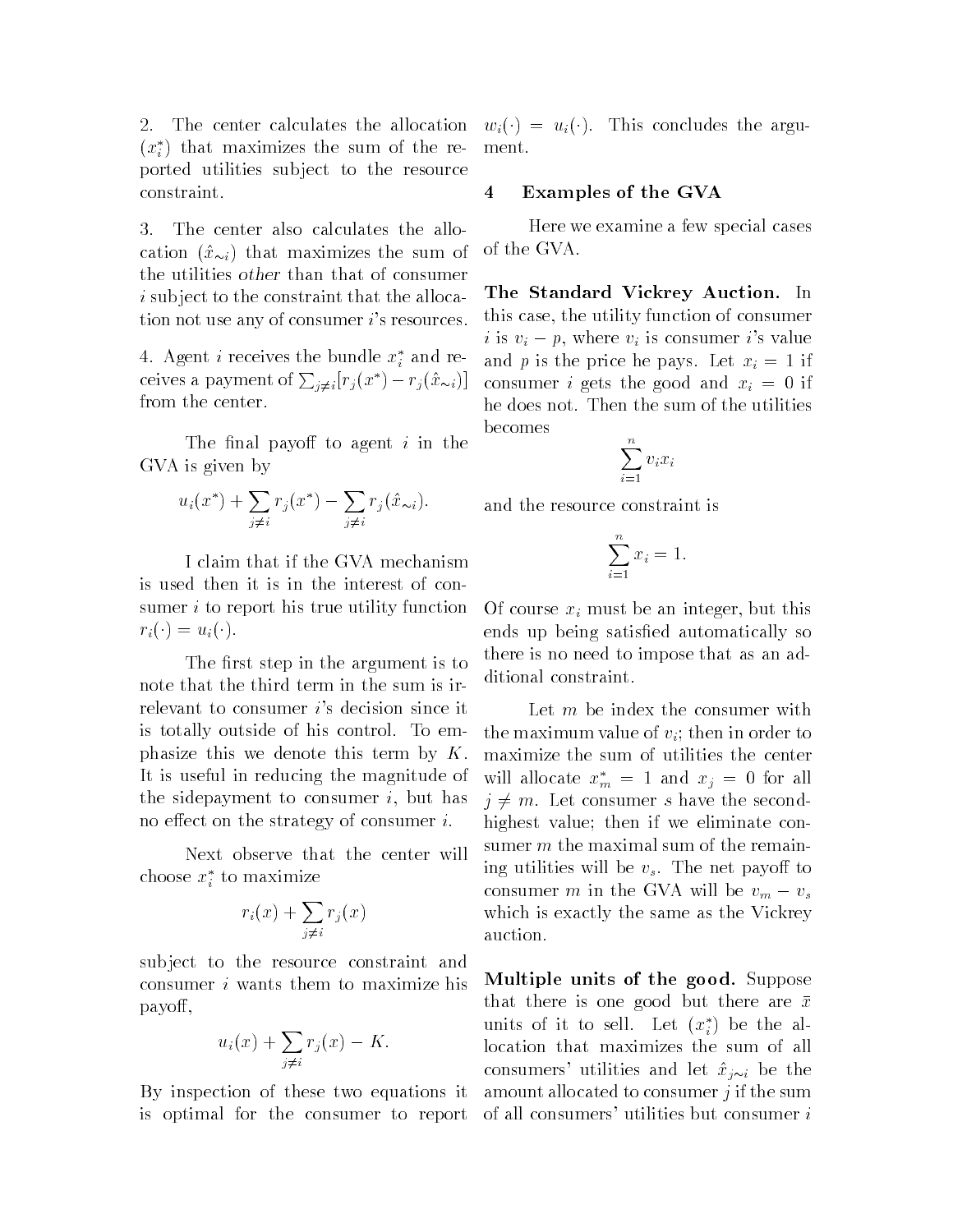2. The center calculates the allocation $(x_i^*)$ that maximizes the sum of the reported utilities subject to the resource constraint.

3. The center also calculates the allocation $(\hat{x}_{\sim i})$ that maximizes the sum of the utilities *other* than that of consumer $i$ subject to the constraint that the allocation not use any of consumer $i$'s resources.

4. Agent $i$ receives the bundle $x_i^*$ and receives a payment of $\sum_{j \neq i}[r_j(x^*) - r_j(\hat{x}_{\sim i})]$ from the center.

The final payoff to agent $i$ in the GVA is given by

$$u_i(x^*) + \sum_{j \neq i} r_j(x^*) - \sum_{j \neq i} r_j(\hat{x}_{\sim i}).$$

I claim that if the GVA mechanism is used then it is in the interest of consumer $i$ to report his true utility function $r_i(\cdot) = u_i(\cdot)$.

The first step in the argument is to note that the third term in the sum is irrelevant to consumer $i$'s decision since it is totally outside of his control. To emphasize this we denote this term by $K$. It is useful in reducing the magnitude of the sidepayment to consumer $i$, but has no effect on the strategy of consumer $i$.

Next observe that the center will choose $x_i^*$ to maximize

$$r_i(x) + \sum_{j \neq i} r_j(x)$$

subject to the resource constraint and consumer $i$ wants them to maximize his payoff,

$$u_i(x) + \sum_{j \neq i} r_j(x) - K.$$

By inspection of these two equations it is optimal for the consumer to report $w_i(\cdot) = u_i(\cdot)$. This concludes the argument.

## 4 Examples of the GVA

Here we examine a few special cases of the GVA.

**The Standard Vickrey Auction.** In this case, the utility function of consumer $i$ is $v_i - p$, where $v_i$ is consumer $i$'s value and $p$ is the price he pays. Let $x_i = 1$ if consumer $i$ gets the good and $x_i = 0$ if he does not. Then the sum of the utilities becomes

$$\sum_{i=1}^{n} v_i x_i$$

and the resource constraint is

$$\sum_{i=1}^{n} x_i = 1.$$

Of course $x_i$ must be an integer, but this ends up being satisfied automatically so there is no need to impose that as an additional constraint.

Let $m$ be index the consumer with the maximum value of $v_i$; then in order to maximize the sum of utilities the center will allocate $x_m^* = 1$ and $x_j = 0$ for all $j \neq m$. Let consumer $s$ have the second-highest value; then if we eliminate consumer $m$ the maximal sum of the remaining utilities will be $v_s$. The net payoff to consumer $m$ in the GVA will be $v_m - v_s$ which is exactly the same as the Vickrey auction.

**Multiple units of the good.** Suppose that there is one good but there are $\bar{x}$ units of it to sell. Let $(x_i^*)$ be the allocation that maximizes the sum of all consumers' utilities and let $\hat{x}_{j \sim i}$ be the amount allocated to consumer $j$ if the sum of all consumers' utilities but consumer $i$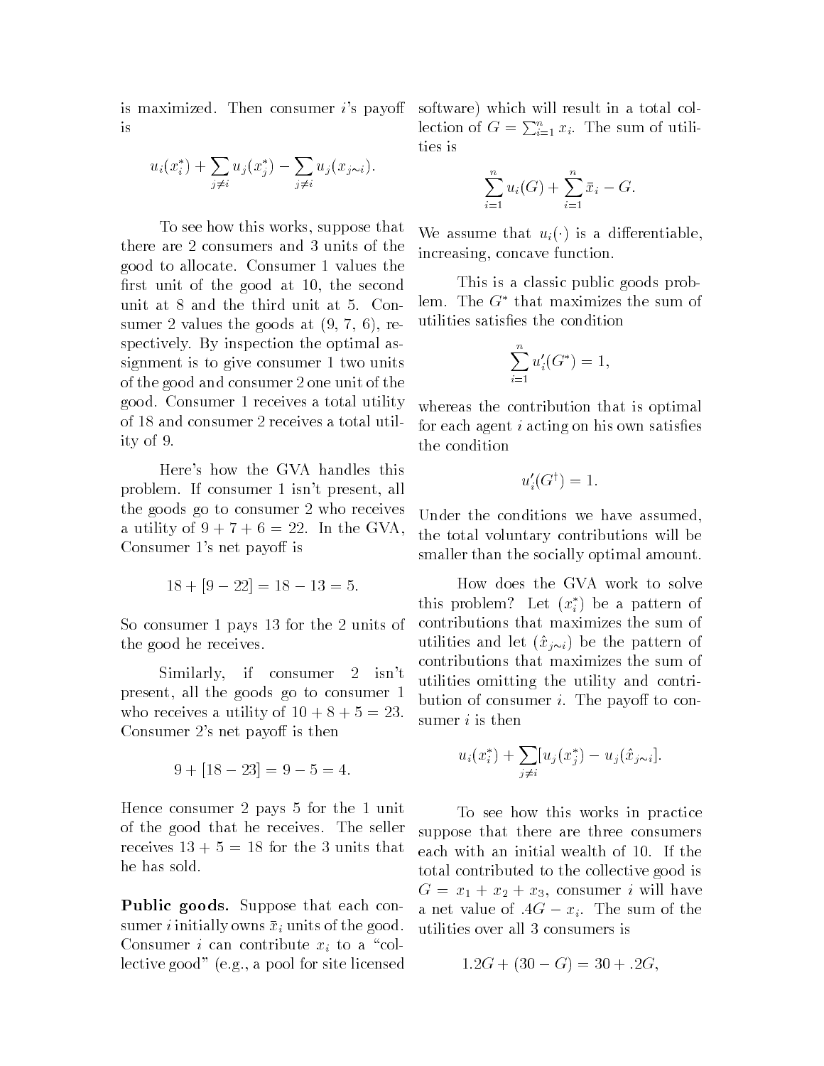is maximized. Then consumer $i$'s payoff is

$$u_i(x_i^*) + \sum_{j \neq i} u_j(x_j^*) - \sum_{j \neq i} u_j(x_{j \sim i}).$$

To see how this works, suppose that there are 2 consumers and 3 units of the good to allocate. Consumer 1 values the first unit of the good at 10, the second unit at 8 and the third unit at 5. Consumer 2 values the goods at (9, 7, 6), respectively. By inspection the optimal assignment is to give consumer 1 two units of the good and consumer 2 one unit of the good. Consumer 1 receives a total utility of 18 and consumer 2 receives a total utility of 9.

Here's how the GVA handles this problem. If consumer 1 isn't present, all the goods go to consumer 2 who receives a utility of $9 + 7 + 6 = 22$. In the GVA, Consumer 1's net payoff is

$$18 + [9 - 22] = 18 - 13 = 5.$$

So consumer 1 pays 13 for the 2 units of the good he receives.

Similarly, if consumer 2 isn't present, all the goods go to consumer 1 who receives a utility of $10 + 8 + 5 = 23$. Consumer 2's net payoff is then

$$9 + [18 - 23] = 9 - 5 = 4.$$

Hence consumer 2 pays 5 for the 1 unit of the good that he receives. The seller receives $13 + 5 = 18$ for the 3 units that he has sold.

**Public goods.** Suppose that each consumer $i$ initially owns $\bar{x}_i$ units of the good. Consumer $i$ can contribute $x_i$ to a "collective good" (e.g., a pool for site licensed software) which will result in a total collection of $G = \sum_{i=1}^{n} x_i$. The sum of utilities is

$$\sum_{i=1}^{n} u_i(G) + \sum_{i=1}^{n} \bar{x}_i - G.$$

We assume that $u_i(\cdot)$ is a differentiable, increasing, concave function.

This is a classic public goods problem. The $G^*$ that maximizes the sum of utilities satisfies the condition

$$\sum_{i=1}^{n} u_i'(G^*) = 1,$$

whereas the contribution that is optimal for each agent $i$ acting on his own satisfies the condition

$$u_i'(G^\dagger) = 1.$$

Under the conditions we have assumed, the total voluntary contributions will be smaller than the socially optimal amount.

How does the GVA work to solve this problem? Let $(x_i^*)$ be a pattern of contributions that maximizes the sum of utilities and let $(\hat{x}_{j \sim i})$ be the pattern of contributions that maximizes the sum of utilities omitting the utility and contribution of consumer $i$. The payoff to consumer $i$ is then

$$u_i(x_i^*) + \sum_{j \neq i} [u_j(x_j^*) - u_j(\hat{x}_{j \sim i}].$$

To see how this works in practice suppose that there are three consumers each with an initial wealth of 10. If the total contributed to the collective good is $G = x_1 + x_2 + x_3$, consumer $i$ will have a net value of $.4G - x_i$. The sum of the utilities over all 3 consumers is

$$1.2G + (30 - G) = 30 + .2G,$$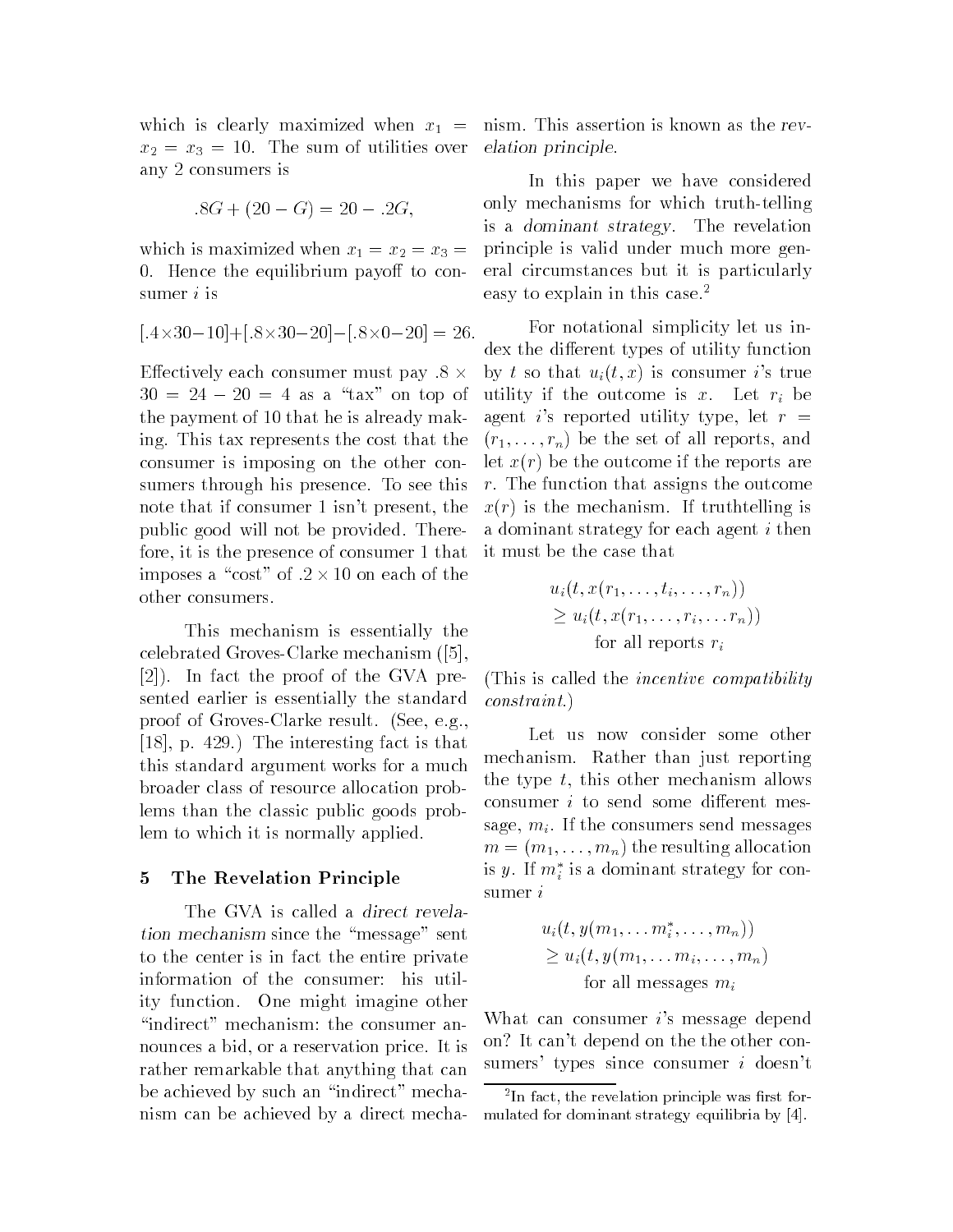which is clearly maximized when $x_1 = x_2 = x_3 = 10$. The sum of utilities over any 2 consumers is

$$.8G + (20 - G) = 20 - .2G,$$

which is maximized when $x_1 = x_2 = x_3 = 0$. Hence the equilibrium payoff to consumer $i$ is

$$[.4 \times 30 - 10] + [.8 \times 30 - 20] - [.8 \times 0 - 20] = 26.$$

Effectively each consumer must pay $.8 \times 30 = 24 - 20 = 4$ as a "tax" on top of the payment of 10 that he is already making. This tax represents the cost that the consumer is imposing on the other consumers through his presence. To see this note that if consumer 1 isn't present, the public good will not be provided. Therefore, it is the presence of consumer 1 that imposes a "cost" of $.2 \times 10$ on each of the other consumers.

This mechanism is essentially the celebrated Groves-Clarke mechanism ([5], [2]). In fact the proof of the GVA presented earlier is essentially the standard proof of Groves-Clarke result. (See, e.g., [18], p. 429.) The interesting fact is that this standard argument works for a much broader class of resource allocation problems than the classic public goods problem to which it is normally applied.

## 5 The Revelation Principle

The GVA is called a *direct revelation mechanism* since the "message" sent to the center is in fact the entire private information of the consumer: his utility function. One might imagine other "indirect" mechanism: the consumer announces a bid, or a reservation price. It is rather remarkable that anything that can be achieved by such an "indirect" mechanism can be achieved by a direct mechanism. This assertion is known as the *revelation principle*.

In this paper we have considered only mechanisms for which truth-telling is a *dominant strategy*. The revelation principle is valid under much more general circumstances but it is particularly easy to explain in this case.[2]

For notational simplicity let us index the different types of utility function by $t$ so that $u_i(t, x)$ is consumer $i$'s true utility if the outcome is $x$. Let $r_i$ be agent $i$'s reported utility type, let $r = (r_1, \ldots, r_n)$ be the set of all reports, and let $x(r)$ be the outcome if the reports are $r$. The function that assigns the outcome $x(r)$ is the mechanism. If truthtelling is a dominant strategy for each agent $i$ then it must be the case that

$$\begin{aligned} &u_i(t, x(r_1, \ldots, t_i, \ldots, r_n)) \\ &\geq u_i(t, x(r_1, \ldots, r_i, \ldots r_n)) \\ &\qquad \text{for all reports } r_i \end{aligned}$$

(This is called the *incentive compatibility constraint*.)

Let us now consider some other mechanism. Rather than just reporting the type $t$, this other mechanism allows consumer $i$ to send some different message, $m_i$. If the consumers send messages $m = (m_1, \ldots, m_n)$ the resulting allocation is $y$. If $m_i^*$ is a dominant strategy for consumer $i$

$$\begin{aligned} &u_i(t, y(m_1, \ldots m_i^*, \ldots, m_n)) \\ &\geq u_i(t, y(m_1, \ldots m_i, \ldots, m_n) \\ &\qquad \text{for all messages } m_i \end{aligned}$$

What can consumer $i$'s message depend on? It can't depend on the the other consumers' types since consumer $i$ doesn't

[2] In fact, the revelation principle was first formulated for dominant strategy equilibria by [4].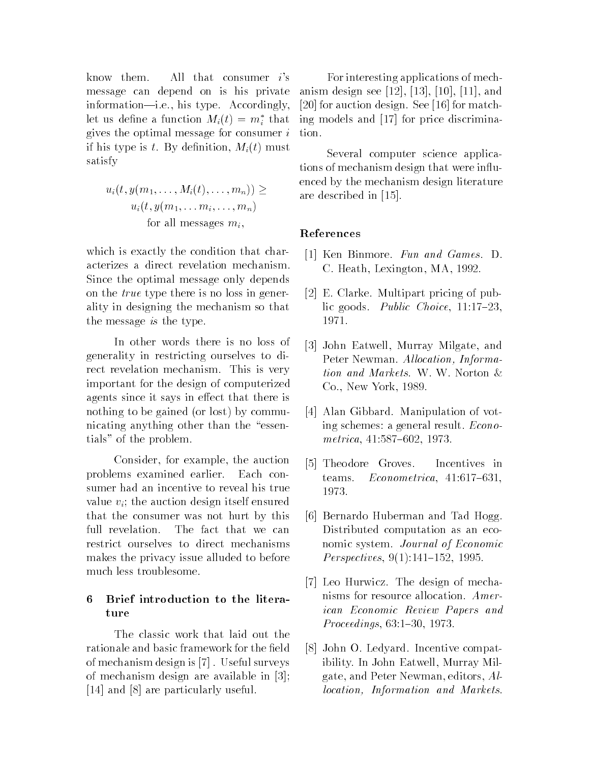know them. All that consumer $i$'s message can depend on is his private information—i.e., his type. Accordingly, let us define a function $M_i(t) = m_i^*$ that gives the optimal message for consumer $i$ if his type is $t$. By definition, $M_i(t)$ must satisfy

$$u_i(t, y(m_1, \ldots, M_i(t), \ldots, m_n)) \geq u_i(t, y(m_1, \ldots m_i, \ldots, m_n) \quad \text{for all messages } m_i,$$

which is exactly the condition that characterizes a direct revelation mechanism. Since the optimal message only depends on the *true* type there is no loss in generality in designing the mechanism so that the message *is* the type.

In other words there is no loss of generality in restricting ourselves to direct revelation mechanism. This is very important for the design of computerized agents since it says in effect that there is nothing to be gained (or lost) by communicating anything other than the "essentials" of the problem.

Consider, for example, the auction problems examined earlier. Each consumer had an incentive to reveal his true value $v_i$; the auction design itself ensured that the consumer was not hurt by this full revelation. The fact that we can restrict ourselves to direct mechanisms makes the privacy issue alluded to before much less troublesome.

## 6 Brief introduction to the literature

The classic work that laid out the rationale and basic framework for the field of mechanism design is [7] . Useful surveys of mechanism design are available in [3]; [14] and [8] are particularly useful.

For interesting applications of mechanism design see [12], [13], [10], [11], and [20] for auction design. See [16] for matching models and [17] for price discrimination.

Several computer science applications of mechanism design that were influenced by the mechanism design literature are described in [15].

## References

[1] Ken Binmore. *Fun and Games*. D. C. Heath, Lexington, MA, 1992.

[2] E. Clarke. Multipart pricing of public goods. *Public Choice*, 11:17–23, 1971.

[3] John Eatwell, Murray Milgate, and Peter Newman. *Allocation, Information and Markets*. W. W. Norton & Co., New York, 1989.

[4] Alan Gibbard. Manipulation of voting schemes: a general result. *Econometrica*, 41:587–602, 1973.

[5] Theodore Groves. Incentives in teams. *Econometrica*, 41:617–631, 1973.

[6] Bernardo Huberman and Tad Hogg. Distributed computation as an economic system. *Journal of Economic Perspectives*, 9(1):141–152, 1995.

[7] Leo Hurwicz. The design of mechanisms for resource allocation. *American Economic Review Papers and Proceedings*, 63:1–30, 1973.

[8] John O. Ledyard. Incentive compatibility. In John Eatwell, Murray Milgate, and Peter Newman, editors, *Allocation, Information and Markets*.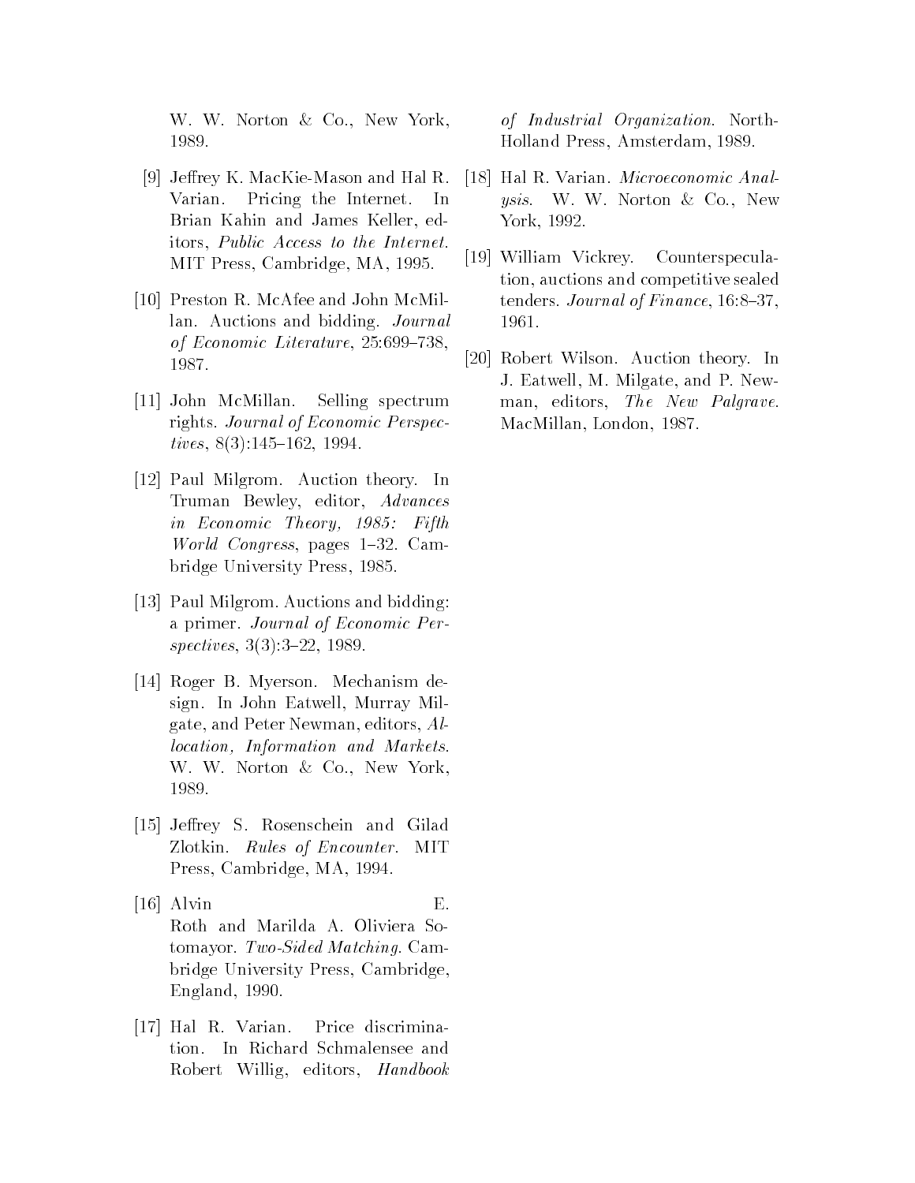W. W. Norton & Co., New York, 1989.

[9] Jeffrey K. MacKie-Mason and Hal R. Varian. Pricing the Internet. In Brian Kahin and James Keller, editors, *Public Access to the Internet.* MIT Press, Cambridge, MA, 1995.

[10] Preston R. McAfee and John McMillan. Auctions and bidding. *Journal of Economic Literature*, 25:699–738, 1987.

[11] John McMillan. Selling spectrum rights. *Journal of Economic Perspectives*, 8(3):145–162, 1994.

[12] Paul Milgrom. Auction theory. In Truman Bewley, editor, *Advances in Economic Theory, 1985: Fifth World Congress*, pages 1–32. Cambridge University Press, 1985.

[13] Paul Milgrom. Auctions and bidding: a primer. *Journal of Economic Perspectives*, 3(3):3–22, 1989.

[14] Roger B. Myerson. Mechanism design. In John Eatwell, Murray Milgate, and Peter Newman, editors, *Allocation, Information and Markets*. W. W. Norton & Co., New York, 1989.

[15] Jeffrey S. Rosenschein and Gilad Zlotkin. *Rules of Encounter.* MIT Press, Cambridge, MA, 1994.

[16] Alvin E. Roth and Marilda A. Oliviera Sotomayor. *Two-Sided Matching.* Cambridge University Press, Cambridge, England, 1990.

[17] Hal R. Varian. Price discrimination. In Richard Schmalensee and Robert Willig, editors, *Handbook of Industrial Organization.* North-Holland Press, Amsterdam, 1989.

[18] Hal R. Varian. *Microeconomic Analysis.* W. W. Norton & Co., New York, 1992.

[19] William Vickrey. Counterspeculation, auctions and competitive sealed tenders. *Journal of Finance*, 16:8–37, 1961.

[20] Robert Wilson. Auction theory. In J. Eatwell, M. Milgate, and P. Newman, editors, *The New Palgrave.* MacMillan, London, 1987.